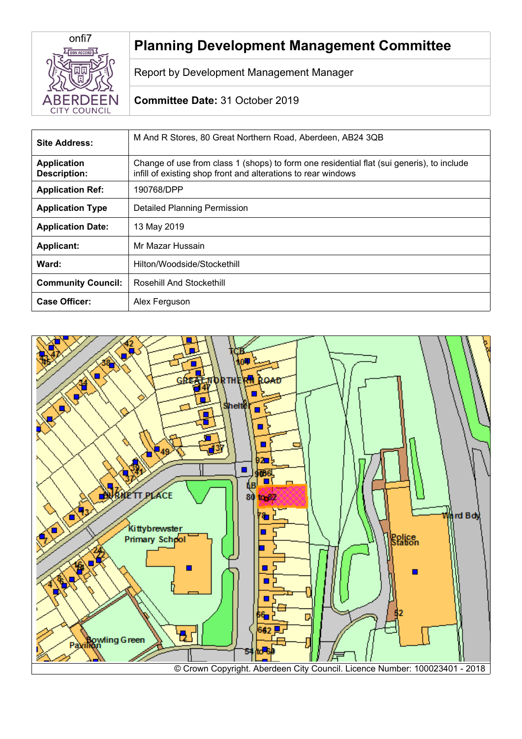# Planning Development Management Committee

Report by Development Management Manager

**Committee Date:** 31 October 2019

| | |
|---|---|
| **Site Address:** | M And R Stores, 80 Great Northern Road, Aberdeen, AB24 3QB |
| **Application Description:** | Change of use from class 1 (shops) to form one residential flat (sui generis), to include infill of existing shop front and alterations to rear windows |
| **Application Ref:** | 190768/DPP |
| **Application Type** | Detailed Planning Permission |
| **Application Date:** | 13 May 2019 |
| **Applicant:** | Mr Mazar Hussain |
| **Ward:** | Hilton/Woodside/Stockethill |
| **Community Council:** | Rosehill And Stockethill |
| **Case Officer:** | Alex Ferguson |

© Crown Copyright. Aberdeen City Council. Licence Number: 100023401 - 2018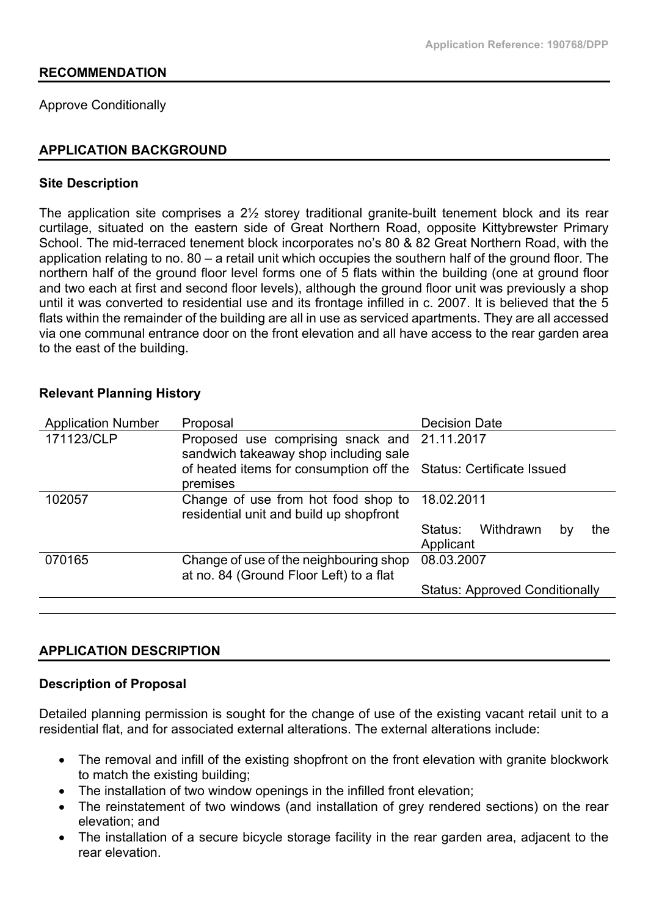## RECOMMENDATION

Approve Conditionally

## APPLICATION BACKGROUND

### Site Description

The application site comprises a 2½ storey traditional granite-built tenement block and its rear curtilage, situated on the eastern side of Great Northern Road, opposite Kittybrewster Primary School. The mid-terraced tenement block incorporates no's 80 & 82 Great Northern Road, with the application relating to no. 80 – a retail unit which occupies the southern half of the ground floor. The northern half of the ground floor level forms one of 5 flats within the building (one at ground floor and two each at first and second floor levels), although the ground floor unit was previously a shop until it was converted to residential use and its frontage infilled in c. 2007. It is believed that the 5 flats within the remainder of the building are all in use as serviced apartments. They are all accessed via one communal entrance door on the front elevation and all have access to the rear garden area to the east of the building.

### Relevant Planning History

| Application Number | Proposal | Decision Date |
|---|---|---|
| 171123/CLP | Proposed use comprising snack and sandwich takeaway shop including sale of heated items for consumption off the premises | 21.11.2017<br>Status: Certificate Issued |
| 102057 | Change of use from hot food shop to residential unit and build up shopfront | 18.02.2011<br>Status: Withdrawn by the Applicant |
| 070165 | Change of use of the neighbouring shop at no. 84 (Ground Floor Left) to a flat | 08.03.2007<br>Status: Approved Conditionally |

## APPLICATION DESCRIPTION

### Description of Proposal

Detailed planning permission is sought for the change of use of the existing vacant retail unit to a residential flat, and for associated external alterations. The external alterations include:

- The removal and infill of the existing shopfront on the front elevation with granite blockwork to match the existing building;
- The installation of two window openings in the infilled front elevation;
- The reinstatement of two windows (and installation of grey rendered sections) on the rear elevation; and
- The installation of a secure bicycle storage facility in the rear garden area, adjacent to the rear elevation.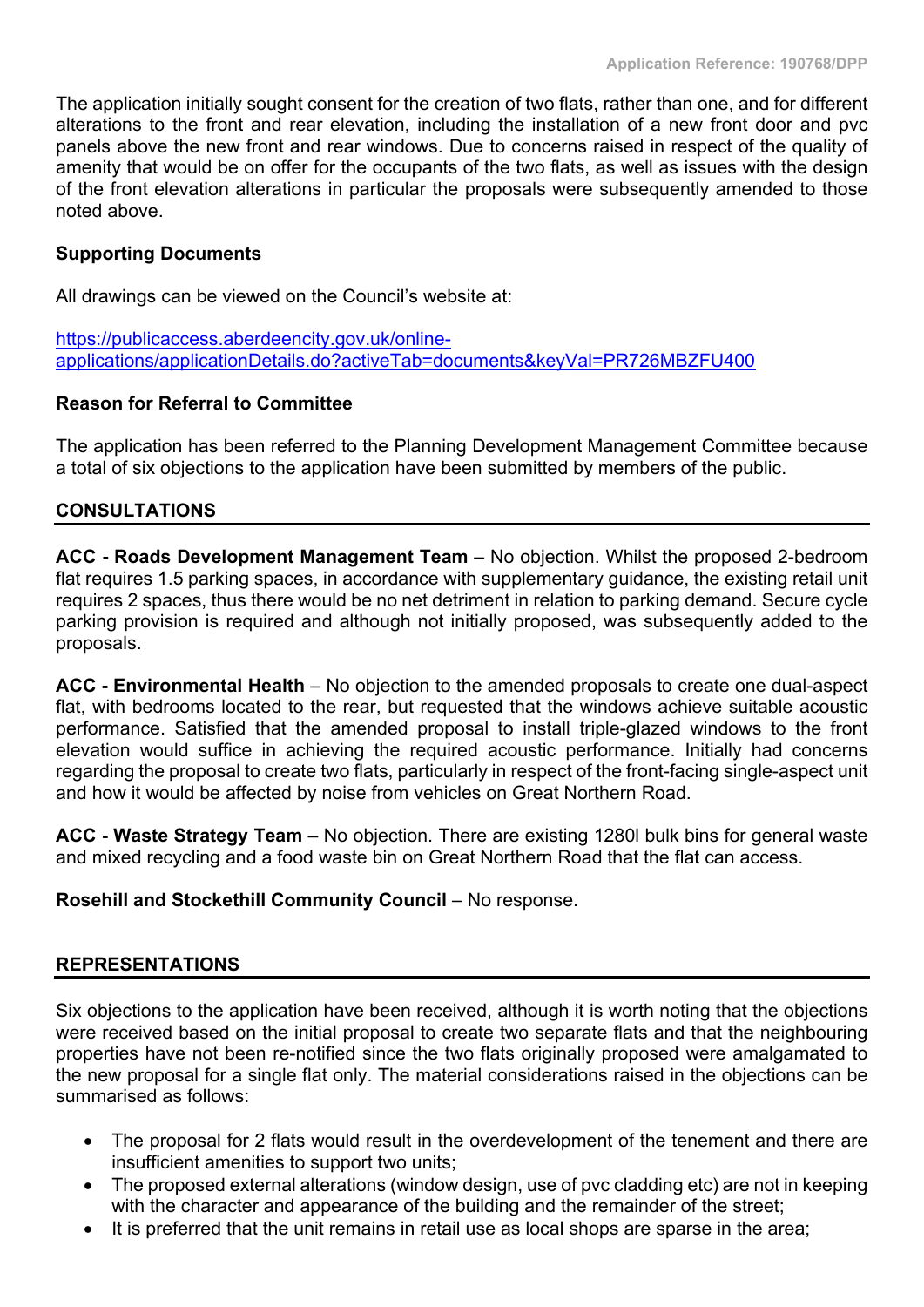The application initially sought consent for the creation of two flats, rather than one, and for different alterations to the front and rear elevation, including the installation of a new front door and pvc panels above the new front and rear windows. Due to concerns raised in respect of the quality of amenity that would be on offer for the occupants of the two flats, as well as issues with the design of the front elevation alterations in particular the proposals were subsequently amended to those noted above.

**Supporting Documents**

All drawings can be viewed on the Council's website at:

https://publicaccess.aberdeencity.gov.uk/online-applications/applicationDetails.do?activeTab=documents&keyVal=PR726MBZFU400

**Reason for Referral to Committee**

The application has been referred to the Planning Development Management Committee because a total of six objections to the application have been submitted by members of the public.

## CONSULTATIONS

**ACC - Roads Development Management Team** – No objection. Whilst the proposed 2-bedroom flat requires 1.5 parking spaces, in accordance with supplementary guidance, the existing retail unit requires 2 spaces, thus there would be no net detriment in relation to parking demand. Secure cycle parking provision is required and although not initially proposed, was subsequently added to the proposals.

**ACC - Environmental Health** – No objection to the amended proposals to create one dual-aspect flat, with bedrooms located to the rear, but requested that the windows achieve suitable acoustic performance. Satisfied that the amended proposal to install triple-glazed windows to the front elevation would suffice in achieving the required acoustic performance. Initially had concerns regarding the proposal to create two flats, particularly in respect of the front-facing single-aspect unit and how it would be affected by noise from vehicles on Great Northern Road.

**ACC - Waste Strategy Team** – No objection. There are existing 1280l bulk bins for general waste and mixed recycling and a food waste bin on Great Northern Road that the flat can access.

**Rosehill and Stockethill Community Council** – No response.

## REPRESENTATIONS

Six objections to the application have been received, although it is worth noting that the objections were received based on the initial proposal to create two separate flats and that the neighbouring properties have not been re-notified since the two flats originally proposed were amalgamated to the new proposal for a single flat only. The material considerations raised in the objections can be summarised as follows:

- The proposal for 2 flats would result in the overdevelopment of the tenement and there are insufficient amenities to support two units;
- The proposed external alterations (window design, use of pvc cladding etc) are not in keeping with the character and appearance of the building and the remainder of the street;
- It is preferred that the unit remains in retail use as local shops are sparse in the area;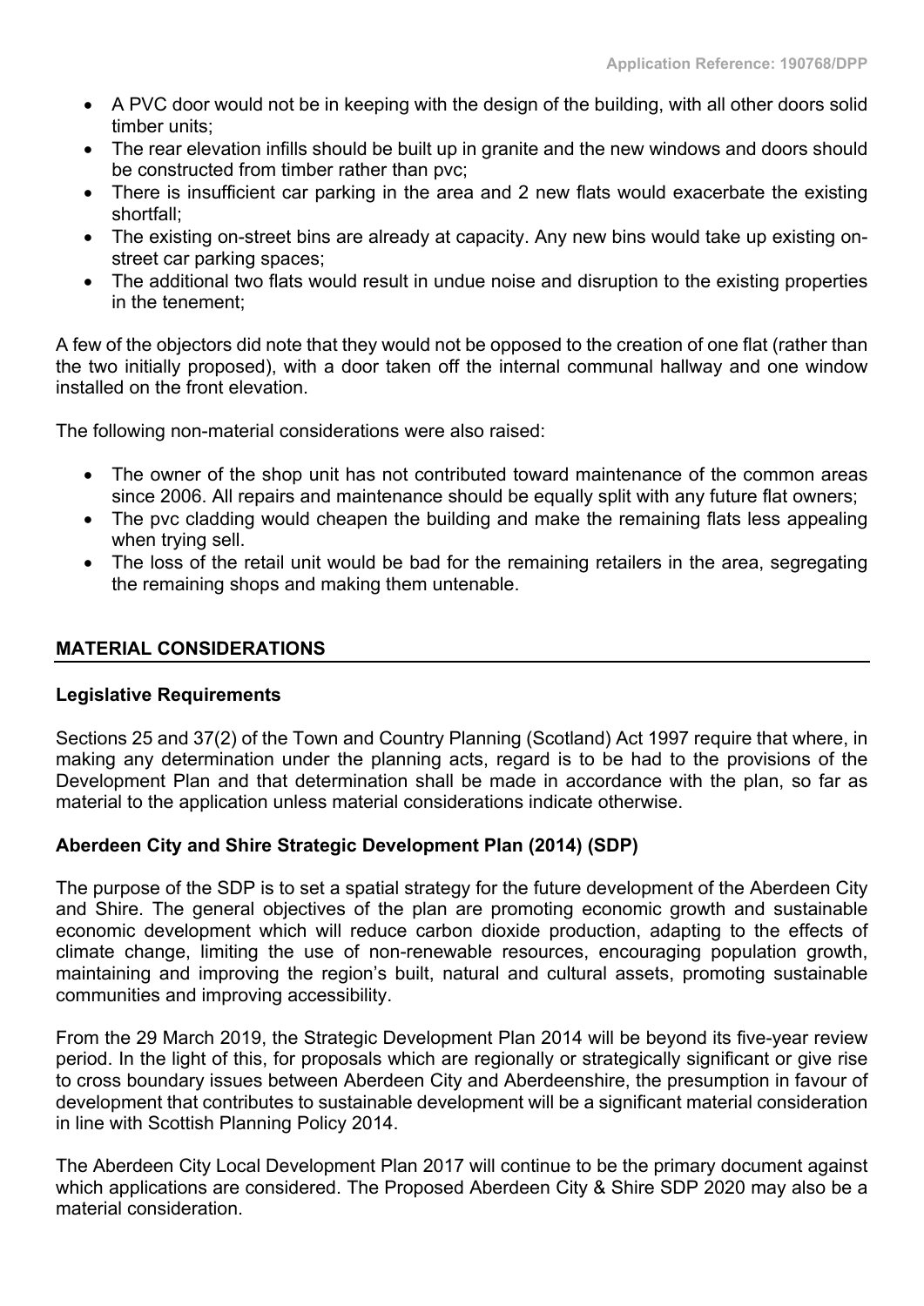- A PVC door would not be in keeping with the design of the building, with all other doors solid timber units;
- The rear elevation infills should be built up in granite and the new windows and doors should be constructed from timber rather than pvc;
- There is insufficient car parking in the area and 2 new flats would exacerbate the existing shortfall;
- The existing on-street bins are already at capacity. Any new bins would take up existing on-street car parking spaces;
- The additional two flats would result in undue noise and disruption to the existing properties in the tenement;

A few of the objectors did note that they would not be opposed to the creation of one flat (rather than the two initially proposed), with a door taken off the internal communal hallway and one window installed on the front elevation.

The following non-material considerations were also raised:

- The owner of the shop unit has not contributed toward maintenance of the common areas since 2006. All repairs and maintenance should be equally split with any future flat owners;
- The pvc cladding would cheapen the building and make the remaining flats less appealing when trying sell.
- The loss of the retail unit would be bad for the remaining retailers in the area, segregating the remaining shops and making them untenable.

## MATERIAL CONSIDERATIONS

### Legislative Requirements

Sections 25 and 37(2) of the Town and Country Planning (Scotland) Act 1997 require that where, in making any determination under the planning acts, regard is to be had to the provisions of the Development Plan and that determination shall be made in accordance with the plan, so far as material to the application unless material considerations indicate otherwise.

### Aberdeen City and Shire Strategic Development Plan (2014) (SDP)

The purpose of the SDP is to set a spatial strategy for the future development of the Aberdeen City and Shire. The general objectives of the plan are promoting economic growth and sustainable economic development which will reduce carbon dioxide production, adapting to the effects of climate change, limiting the use of non-renewable resources, encouraging population growth, maintaining and improving the region's built, natural and cultural assets, promoting sustainable communities and improving accessibility.

From the 29 March 2019, the Strategic Development Plan 2014 will be beyond its five-year review period. In the light of this, for proposals which are regionally or strategically significant or give rise to cross boundary issues between Aberdeen City and Aberdeenshire, the presumption in favour of development that contributes to sustainable development will be a significant material consideration in line with Scottish Planning Policy 2014.

The Aberdeen City Local Development Plan 2017 will continue to be the primary document against which applications are considered. The Proposed Aberdeen City & Shire SDP 2020 may also be a material consideration.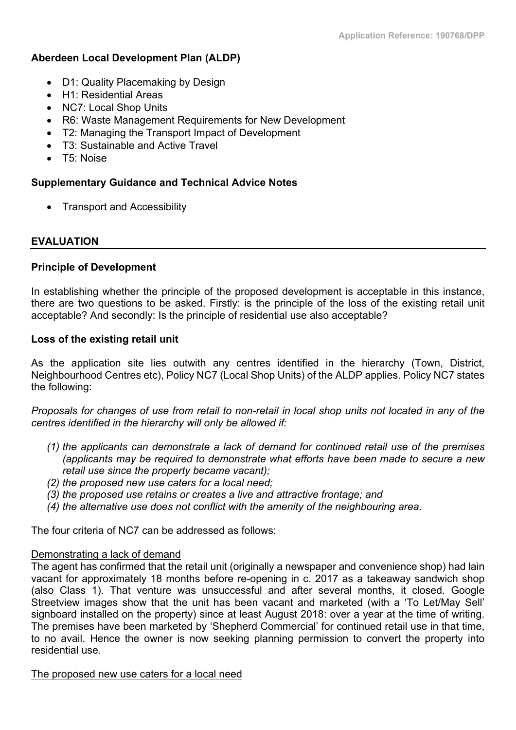**Aberdeen Local Development Plan (ALDP)**

- D1: Quality Placemaking by Design
- H1: Residential Areas
- NC7: Local Shop Units
- R6: Waste Management Requirements for New Development
- T2: Managing the Transport Impact of Development
- T3: Sustainable and Active Travel
- T5: Noise

**Supplementary Guidance and Technical Advice Notes**

- Transport and Accessibility

## EVALUATION

**Principle of Development**

In establishing whether the principle of the proposed development is acceptable in this instance, there are two questions to be asked. Firstly: is the principle of the loss of the existing retail unit acceptable? And secondly: Is the principle of residential use also acceptable?

**Loss of the existing retail unit**

As the application site lies outwith any centres identified in the hierarchy (Town, District, Neighbourhood Centres etc), Policy NC7 (Local Shop Units) of the ALDP applies. Policy NC7 states the following:

*Proposals for changes of use from retail to non-retail in local shop units not located in any of the centres identified in the hierarchy will only be allowed if:*

*(1) the applicants can demonstrate a lack of demand for continued retail use of the premises (applicants may be required to demonstrate what efforts have been made to secure a new retail use since the property became vacant);*
*(2) the proposed new use caters for a local need;*
*(3) the proposed use retains or creates a live and attractive frontage; and*
*(4) the alternative use does not conflict with the amenity of the neighbouring area.*

The four criteria of NC7 can be addressed as follows:

<u>Demonstrating a lack of demand</u>
The agent has confirmed that the retail unit (originally a newspaper and convenience shop) had lain vacant for approximately 18 months before re-opening in c. 2017 as a takeaway sandwich shop (also Class 1). That venture was unsuccessful and after several months, it closed. Google Streetview images show that the unit has been vacant and marketed (with a 'To Let/May Sell' signboard installed on the property) since at least August 2018: over a year at the time of writing. The premises have been marketed by 'Shepherd Commercial' for continued retail use in that time, to no avail. Hence the owner is now seeking planning permission to convert the property into residential use.

<u>The proposed new use caters for a local need</u>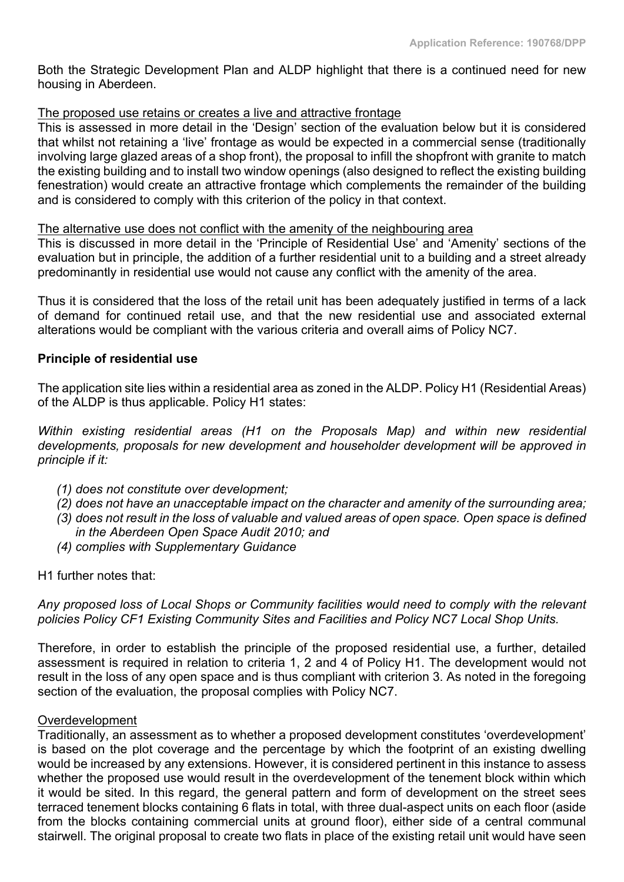Both the Strategic Development Plan and ALDP highlight that there is a continued need for new housing in Aberdeen.

The proposed use retains or creates a live and attractive frontage

This is assessed in more detail in the 'Design' section of the evaluation below but it is considered that whilst not retaining a 'live' frontage as would be expected in a commercial sense (traditionally involving large glazed areas of a shop front), the proposal to infill the shopfront with granite to match the existing building and to install two window openings (also designed to reflect the existing building fenestration) would create an attractive frontage which complements the remainder of the building and is considered to comply with this criterion of the policy in that context.

The alternative use does not conflict with the amenity of the neighbouring area

This is discussed in more detail in the 'Principle of Residential Use' and 'Amenity' sections of the evaluation but in principle, the addition of a further residential unit to a building and a street already predominantly in residential use would not cause any conflict with the amenity of the area.

Thus it is considered that the loss of the retail unit has been adequately justified in terms of a lack of demand for continued retail use, and that the new residential use and associated external alterations would be compliant with the various criteria and overall aims of Policy NC7.

**Principle of residential use**

The application site lies within a residential area as zoned in the ALDP. Policy H1 (Residential Areas) of the ALDP is thus applicable. Policy H1 states:

*Within existing residential areas (H1 on the Proposals Map) and within new residential developments, proposals for new development and householder development will be approved in principle if it:*

- *(1) does not constitute over development;*
- *(2) does not have an unacceptable impact on the character and amenity of the surrounding area;*
- *(3) does not result in the loss of valuable and valued areas of open space. Open space is defined in the Aberdeen Open Space Audit 2010; and*
- *(4) complies with Supplementary Guidance*

H1 further notes that:

*Any proposed loss of Local Shops or Community facilities would need to comply with the relevant policies Policy CF1 Existing Community Sites and Facilities and Policy NC7 Local Shop Units.*

Therefore, in order to establish the principle of the proposed residential use, a further, detailed assessment is required in relation to criteria 1, 2 and 4 of Policy H1. The development would not result in the loss of any open space and is thus compliant with criterion 3. As noted in the foregoing section of the evaluation, the proposal complies with Policy NC7.

Overdevelopment

Traditionally, an assessment as to whether a proposed development constitutes 'overdevelopment' is based on the plot coverage and the percentage by which the footprint of an existing dwelling would be increased by any extensions. However, it is considered pertinent in this instance to assess whether the proposed use would result in the overdevelopment of the tenement block within which it would be sited. In this regard, the general pattern and form of development on the street sees terraced tenement blocks containing 6 flats in total, with three dual-aspect units on each floor (aside from the blocks containing commercial units at ground floor), either side of a central communal stairwell. The original proposal to create two flats in place of the existing retail unit would have seen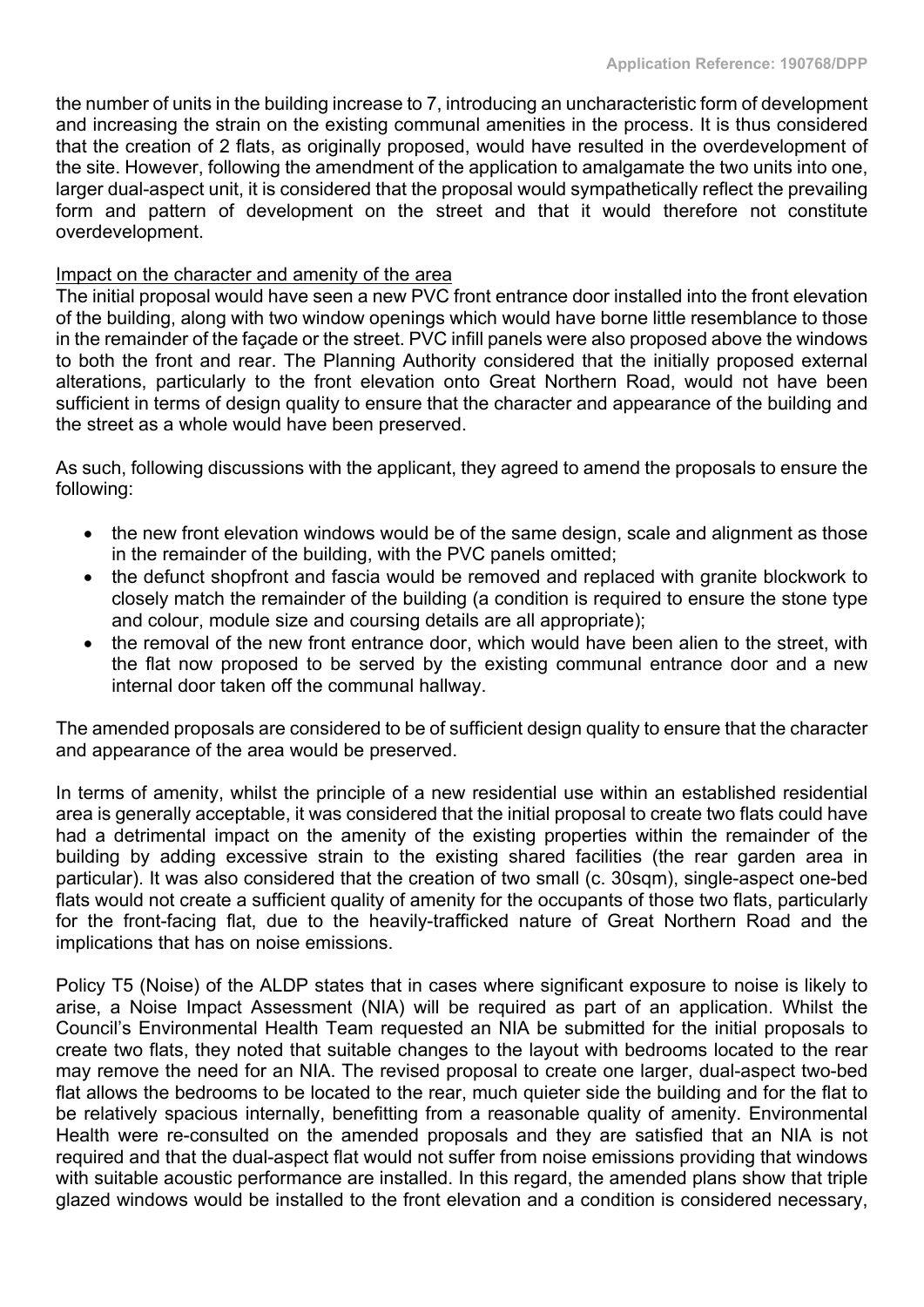the number of units in the building increase to 7, introducing an uncharacteristic form of development and increasing the strain on the existing communal amenities in the process. It is thus considered that the creation of 2 flats, as originally proposed, would have resulted in the overdevelopment of the site. However, following the amendment of the application to amalgamate the two units into one, larger dual-aspect unit, it is considered that the proposal would sympathetically reflect the prevailing form and pattern of development on the street and that it would therefore not constitute overdevelopment.

Impact on the character and amenity of the area

The initial proposal would have seen a new PVC front entrance door installed into the front elevation of the building, along with two window openings which would have borne little resemblance to those in the remainder of the façade or the street. PVC infill panels were also proposed above the windows to both the front and rear. The Planning Authority considered that the initially proposed external alterations, particularly to the front elevation onto Great Northern Road, would not have been sufficient in terms of design quality to ensure that the character and appearance of the building and the street as a whole would have been preserved.

As such, following discussions with the applicant, they agreed to amend the proposals to ensure the following:

- the new front elevation windows would be of the same design, scale and alignment as those in the remainder of the building, with the PVC panels omitted;
- the defunct shopfront and fascia would be removed and replaced with granite blockwork to closely match the remainder of the building (a condition is required to ensure the stone type and colour, module size and coursing details are all appropriate);
- the removal of the new front entrance door, which would have been alien to the street, with the flat now proposed to be served by the existing communal entrance door and a new internal door taken off the communal hallway.

The amended proposals are considered to be of sufficient design quality to ensure that the character and appearance of the area would be preserved.

In terms of amenity, whilst the principle of a new residential use within an established residential area is generally acceptable, it was considered that the initial proposal to create two flats could have had a detrimental impact on the amenity of the existing properties within the remainder of the building by adding excessive strain to the existing shared facilities (the rear garden area in particular). It was also considered that the creation of two small (c. 30sqm), single-aspect one-bed flats would not create a sufficient quality of amenity for the occupants of those two flats, particularly for the front-facing flat, due to the heavily-trafficked nature of Great Northern Road and the implications that has on noise emissions.

Policy T5 (Noise) of the ALDP states that in cases where significant exposure to noise is likely to arise, a Noise Impact Assessment (NIA) will be required as part of an application. Whilst the Council's Environmental Health Team requested an NIA be submitted for the initial proposals to create two flats, they noted that suitable changes to the layout with bedrooms located to the rear may remove the need for an NIA. The revised proposal to create one larger, dual-aspect two-bed flat allows the bedrooms to be located to the rear, much quieter side the building and for the flat to be relatively spacious internally, benefitting from a reasonable quality of amenity. Environmental Health were re-consulted on the amended proposals and they are satisfied that an NIA is not required and that the dual-aspect flat would not suffer from noise emissions providing that windows with suitable acoustic performance are installed. In this regard, the amended plans show that triple glazed windows would be installed to the front elevation and a condition is considered necessary,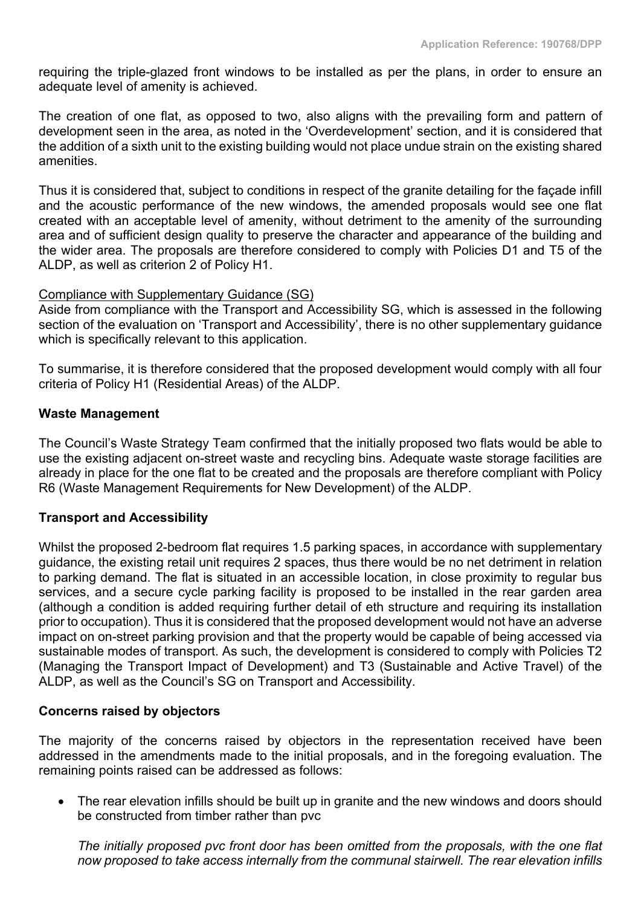requiring the triple-glazed front windows to be installed as per the plans, in order to ensure an adequate level of amenity is achieved.

The creation of one flat, as opposed to two, also aligns with the prevailing form and pattern of development seen in the area, as noted in the 'Overdevelopment' section, and it is considered that the addition of a sixth unit to the existing building would not place undue strain on the existing shared amenities.

Thus it is considered that, subject to conditions in respect of the granite detailing for the façade infill and the acoustic performance of the new windows, the amended proposals would see one flat created with an acceptable level of amenity, without detriment to the amenity of the surrounding area and of sufficient design quality to preserve the character and appearance of the building and the wider area. The proposals are therefore considered to comply with Policies D1 and T5 of the ALDP, as well as criterion 2 of Policy H1.

Compliance with Supplementary Guidance (SG)

Aside from compliance with the Transport and Accessibility SG, which is assessed in the following section of the evaluation on 'Transport and Accessibility', there is no other supplementary guidance which is specifically relevant to this application.

To summarise, it is therefore considered that the proposed development would comply with all four criteria of Policy H1 (Residential Areas) of the ALDP.

**Waste Management**

The Council's Waste Strategy Team confirmed that the initially proposed two flats would be able to use the existing adjacent on-street waste and recycling bins. Adequate waste storage facilities are already in place for the one flat to be created and the proposals are therefore compliant with Policy R6 (Waste Management Requirements for New Development) of the ALDP.

**Transport and Accessibility**

Whilst the proposed 2-bedroom flat requires 1.5 parking spaces, in accordance with supplementary guidance, the existing retail unit requires 2 spaces, thus there would be no net detriment in relation to parking demand. The flat is situated in an accessible location, in close proximity to regular bus services, and a secure cycle parking facility is proposed to be installed in the rear garden area (although a condition is added requiring further detail of eth structure and requiring its installation prior to occupation). Thus it is considered that the proposed development would not have an adverse impact on on-street parking provision and that the property would be capable of being accessed via sustainable modes of transport. As such, the development is considered to comply with Policies T2 (Managing the Transport Impact of Development) and T3 (Sustainable and Active Travel) of the ALDP, as well as the Council's SG on Transport and Accessibility.

**Concerns raised by objectors**

The majority of the concerns raised by objectors in the representation received have been addressed in the amendments made to the initial proposals, and in the foregoing evaluation. The remaining points raised can be addressed as follows:

- The rear elevation infills should be built up in granite and the new windows and doors should be constructed from timber rather than pvc

  *The initially proposed pvc front door has been omitted from the proposals, with the one flat now proposed to take access internally from the communal stairwell. The rear elevation infills*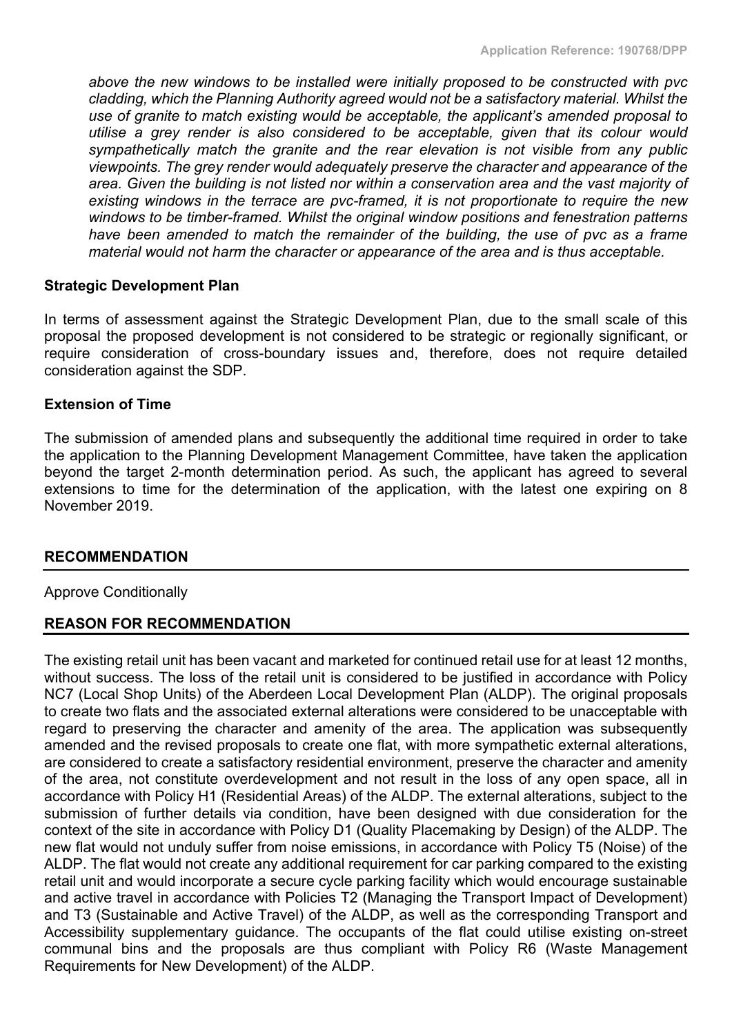*above the new windows to be installed were initially proposed to be constructed with pvc cladding, which the Planning Authority agreed would not be a satisfactory material. Whilst the use of granite to match existing would be acceptable, the applicant's amended proposal to utilise a grey render is also considered to be acceptable, given that its colour would sympathetically match the granite and the rear elevation is not visible from any public viewpoints. The grey render would adequately preserve the character and appearance of the area. Given the building is not listed nor within a conservation area and the vast majority of existing windows in the terrace are pvc-framed, it is not proportionate to require the new windows to be timber-framed. Whilst the original window positions and fenestration patterns have been amended to match the remainder of the building, the use of pvc as a frame material would not harm the character or appearance of the area and is thus acceptable.*

**Strategic Development Plan**

In terms of assessment against the Strategic Development Plan, due to the small scale of this proposal the proposed development is not considered to be strategic or regionally significant, or require consideration of cross-boundary issues and, therefore, does not require detailed consideration against the SDP.

**Extension of Time**

The submission of amended plans and subsequently the additional time required in order to take the application to the Planning Development Management Committee, have taken the application beyond the target 2-month determination period. As such, the applicant has agreed to several extensions to time for the determination of the application, with the latest one expiring on 8 November 2019.

## RECOMMENDATION

Approve Conditionally

## REASON FOR RECOMMENDATION

The existing retail unit has been vacant and marketed for continued retail use for at least 12 months, without success. The loss of the retail unit is considered to be justified in accordance with Policy NC7 (Local Shop Units) of the Aberdeen Local Development Plan (ALDP). The original proposals to create two flats and the associated external alterations were considered to be unacceptable with regard to preserving the character and amenity of the area. The application was subsequently amended and the revised proposals to create one flat, with more sympathetic external alterations, are considered to create a satisfactory residential environment, preserve the character and amenity of the area, not constitute overdevelopment and not result in the loss of any open space, all in accordance with Policy H1 (Residential Areas) of the ALDP. The external alterations, subject to the submission of further details via condition, have been designed with due consideration for the context of the site in accordance with Policy D1 (Quality Placemaking by Design) of the ALDP. The new flat would not unduly suffer from noise emissions, in accordance with Policy T5 (Noise) of the ALDP. The flat would not create any additional requirement for car parking compared to the existing retail unit and would incorporate a secure cycle parking facility which would encourage sustainable and active travel in accordance with Policies T2 (Managing the Transport Impact of Development) and T3 (Sustainable and Active Travel) of the ALDP, as well as the corresponding Transport and Accessibility supplementary guidance. The occupants of the flat could utilise existing on-street communal bins and the proposals are thus compliant with Policy R6 (Waste Management Requirements for New Development) of the ALDP.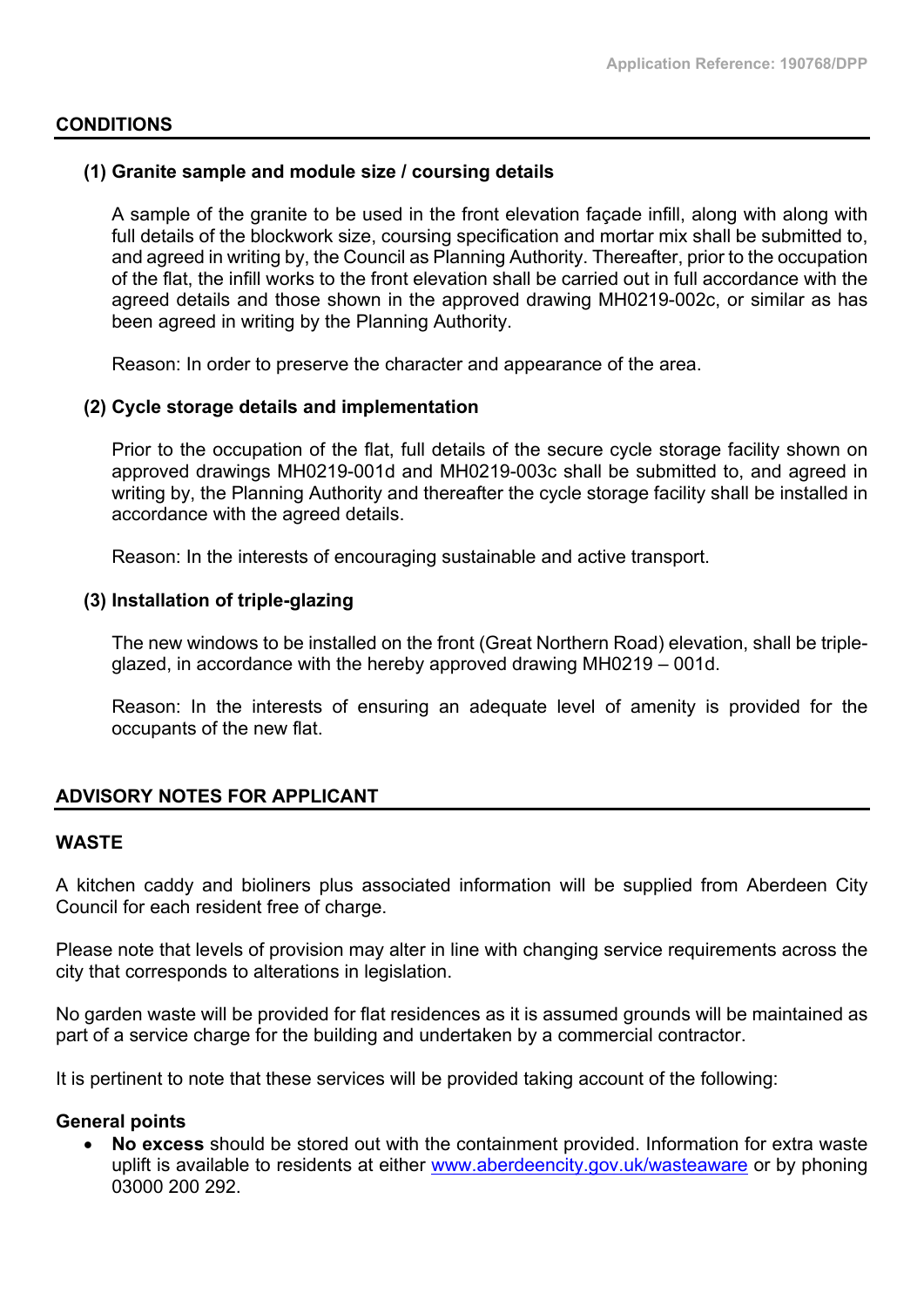## CONDITIONS

### (1) Granite sample and module size / coursing details

A sample of the granite to be used in the front elevation façade infill, along with along with full details of the blockwork size, coursing specification and mortar mix shall be submitted to, and agreed in writing by, the Council as Planning Authority. Thereafter, prior to the occupation of the flat, the infill works to the front elevation shall be carried out in full accordance with the agreed details and those shown in the approved drawing MH0219-002c, or similar as has been agreed in writing by the Planning Authority.

Reason: In order to preserve the character and appearance of the area.

### (2) Cycle storage details and implementation

Prior to the occupation of the flat, full details of the secure cycle storage facility shown on approved drawings MH0219-001d and MH0219-003c shall be submitted to, and agreed in writing by, the Planning Authority and thereafter the cycle storage facility shall be installed in accordance with the agreed details.

Reason: In the interests of encouraging sustainable and active transport.

### (3) Installation of triple-glazing

The new windows to be installed on the front (Great Northern Road) elevation, shall be triple-glazed, in accordance with the hereby approved drawing MH0219 – 001d.

Reason: In the interests of ensuring an adequate level of amenity is provided for the occupants of the new flat.

## ADVISORY NOTES FOR APPLICANT

### WASTE

A kitchen caddy and bioliners plus associated information will be supplied from Aberdeen City Council for each resident free of charge.

Please note that levels of provision may alter in line with changing service requirements across the city that corresponds to alterations in legislation.

No garden waste will be provided for flat residences as it is assumed grounds will be maintained as part of a service charge for the building and undertaken by a commercial contractor.

It is pertinent to note that these services will be provided taking account of the following:

**General points**

- **No excess** should be stored out with the containment provided. Information for extra waste uplift is available to residents at either www.aberdeencity.gov.uk/wasteaware or by phoning 03000 200 292.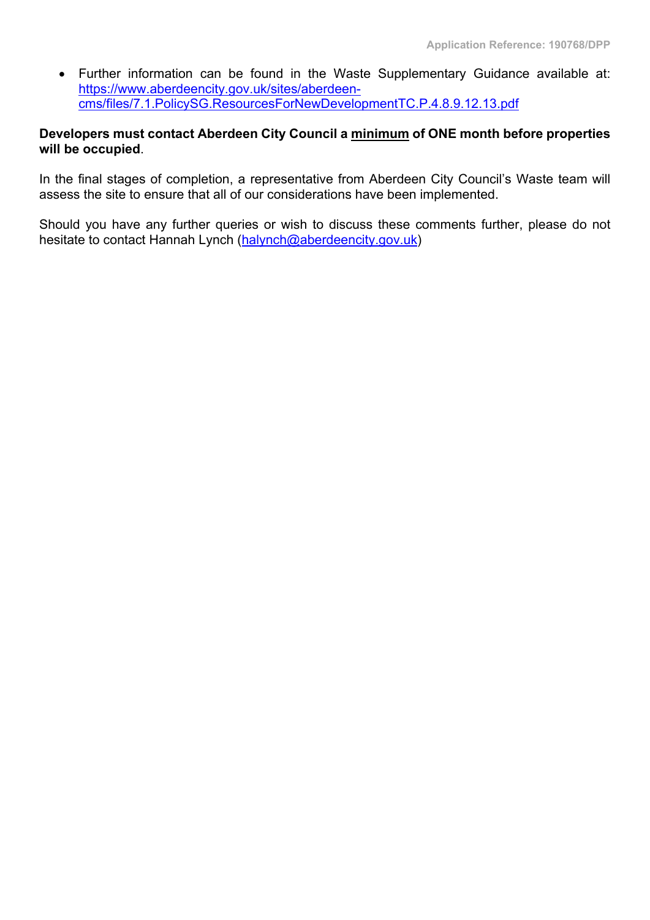- Further information can be found in the Waste Supplementary Guidance available at: https://www.aberdeencity.gov.uk/sites/aberdeen-cms/files/7.1.PolicySG.ResourcesForNewDevelopmentTC.P.4.8.9.12.13.pdf

**Developers must contact Aberdeen City Council a minimum of ONE month before properties will be occupied**.

In the final stages of completion, a representative from Aberdeen City Council's Waste team will assess the site to ensure that all of our considerations have been implemented.

Should you have any further queries or wish to discuss these comments further, please do not hesitate to contact Hannah Lynch (halynch@aberdeencity.gov.uk)